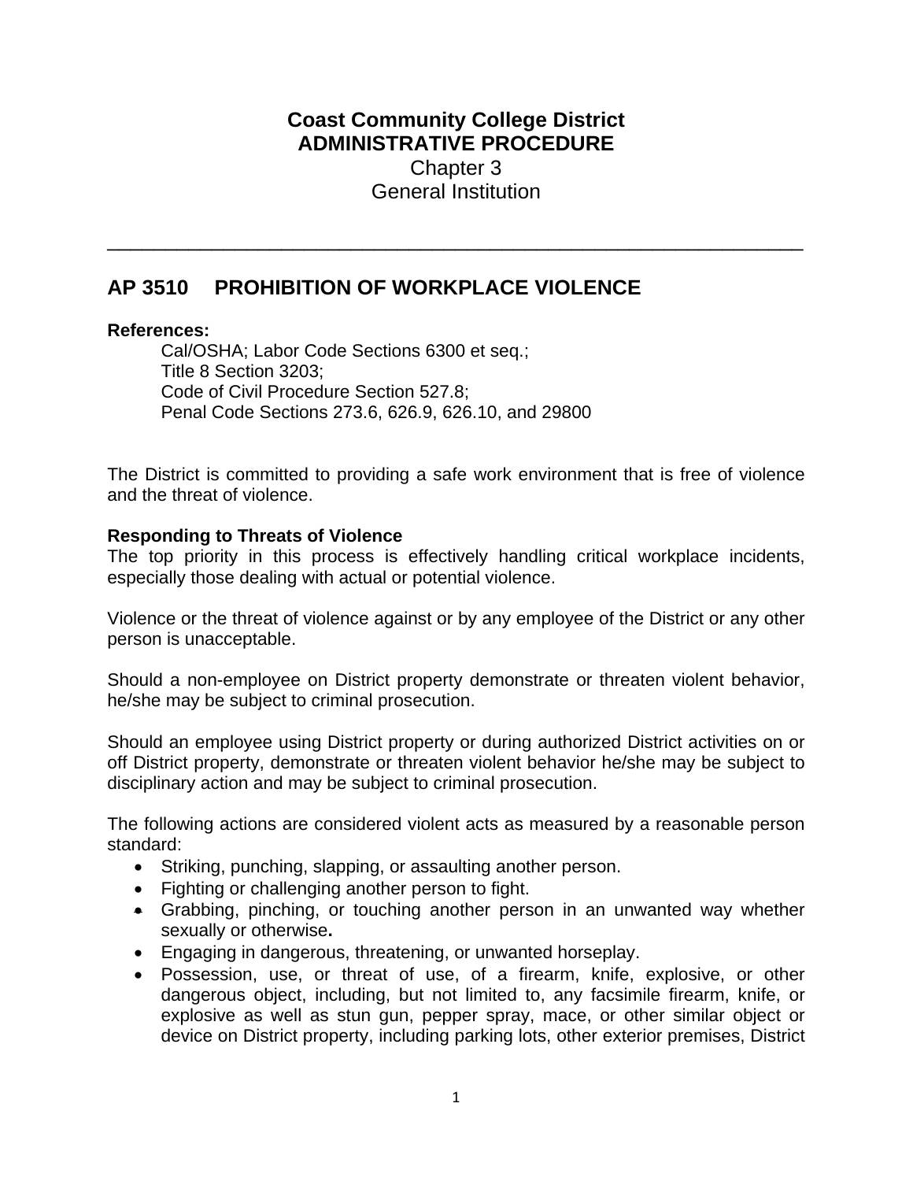**Coast Community College District**
**ADMINISTRATIVE PROCEDURE**
Chapter 3
General Institution

---

## AP 3510 PROHIBITION OF WORKPLACE VIOLENCE

**References:**

Cal/OSHA; Labor Code Sections 6300 et seq.;
Title 8 Section 3203;
Code of Civil Procedure Section 527.8;
Penal Code Sections 273.6, 626.9, 626.10, and 29800

The District is committed to providing a safe work environment that is free of violence and the threat of violence.

**Responding to Threats of Violence**

The top priority in this process is effectively handling critical workplace incidents, especially those dealing with actual or potential violence.

Violence or the threat of violence against or by any employee of the District or any other person is unacceptable.

Should a non-employee on District property demonstrate or threaten violent behavior, he/she may be subject to criminal prosecution.

Should an employee using District property or during authorized District activities on or off District property, demonstrate or threaten violent behavior he/she may be subject to disciplinary action and may be subject to criminal prosecution.

The following actions are considered violent acts as measured by a reasonable person standard:

- Striking, punching, slapping, or assaulting another person.
- Fighting or challenging another person to fight.
- Grabbing, pinching, or touching another person in an unwanted way whether sexually or otherwise**.**
- Engaging in dangerous, threatening, or unwanted horseplay.
- Possession, use, or threat of use, of a firearm, knife, explosive, or other dangerous object, including, but not limited to, any facsimile firearm, knife, or explosive as well as stun gun, pepper spray, mace, or other similar object or device on District property, including parking lots, other exterior premises, District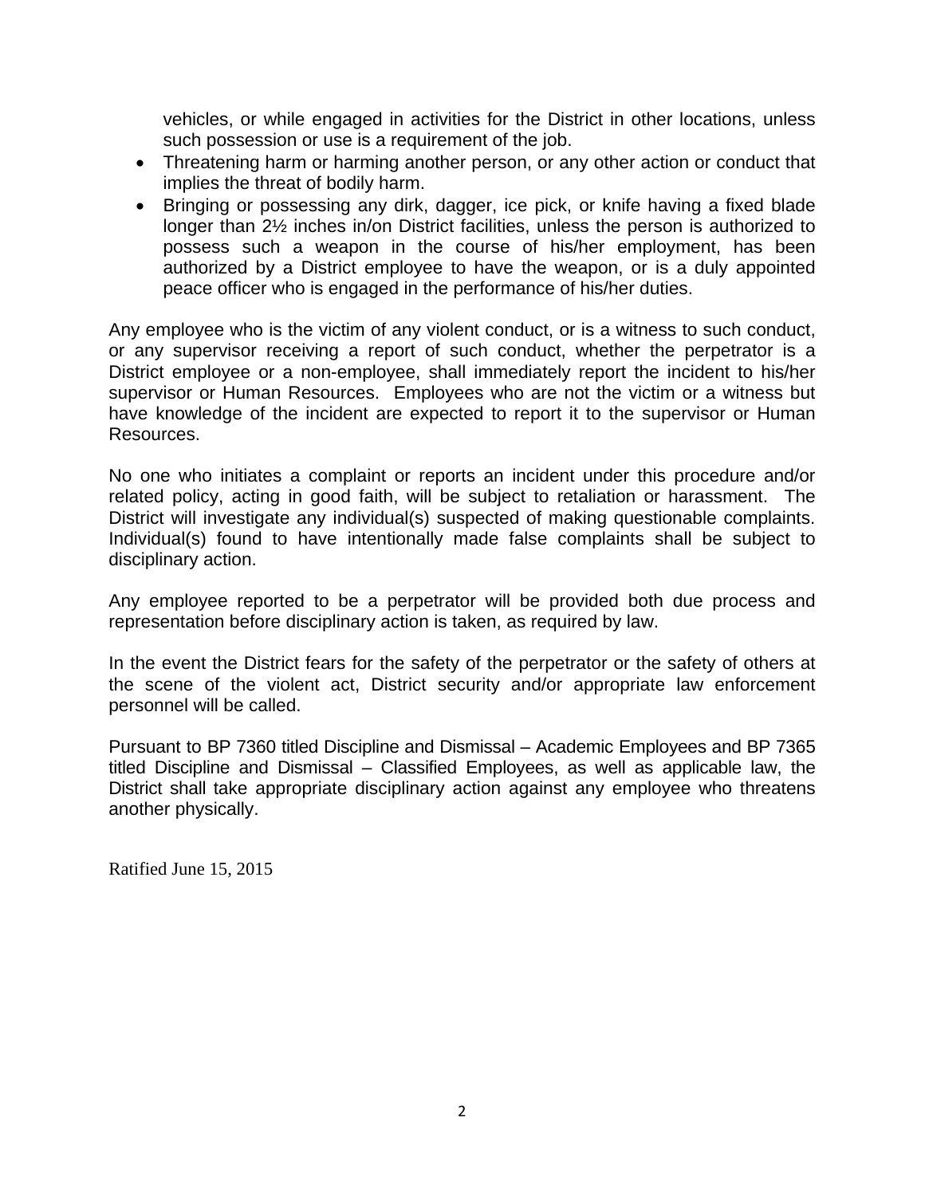vehicles, or while engaged in activities for the District in other locations, unless such possession or use is a requirement of the job.

- Threatening harm or harming another person, or any other action or conduct that implies the threat of bodily harm.
- Bringing or possessing any dirk, dagger, ice pick, or knife having a fixed blade longer than 2½ inches in/on District facilities, unless the person is authorized to possess such a weapon in the course of his/her employment, has been authorized by a District employee to have the weapon, or is a duly appointed peace officer who is engaged in the performance of his/her duties.

Any employee who is the victim of any violent conduct, or is a witness to such conduct, or any supervisor receiving a report of such conduct, whether the perpetrator is a District employee or a non-employee, shall immediately report the incident to his/her supervisor or Human Resources. Employees who are not the victim or a witness but have knowledge of the incident are expected to report it to the supervisor or Human Resources.

No one who initiates a complaint or reports an incident under this procedure and/or related policy, acting in good faith, will be subject to retaliation or harassment. The District will investigate any individual(s) suspected of making questionable complaints. Individual(s) found to have intentionally made false complaints shall be subject to disciplinary action.

Any employee reported to be a perpetrator will be provided both due process and representation before disciplinary action is taken, as required by law.

In the event the District fears for the safety of the perpetrator or the safety of others at the scene of the violent act, District security and/or appropriate law enforcement personnel will be called.

Pursuant to BP 7360 titled Discipline and Dismissal – Academic Employees and BP 7365 titled Discipline and Dismissal – Classified Employees, as well as applicable law, the District shall take appropriate disciplinary action against any employee who threatens another physically.

Ratified June 15, 2015